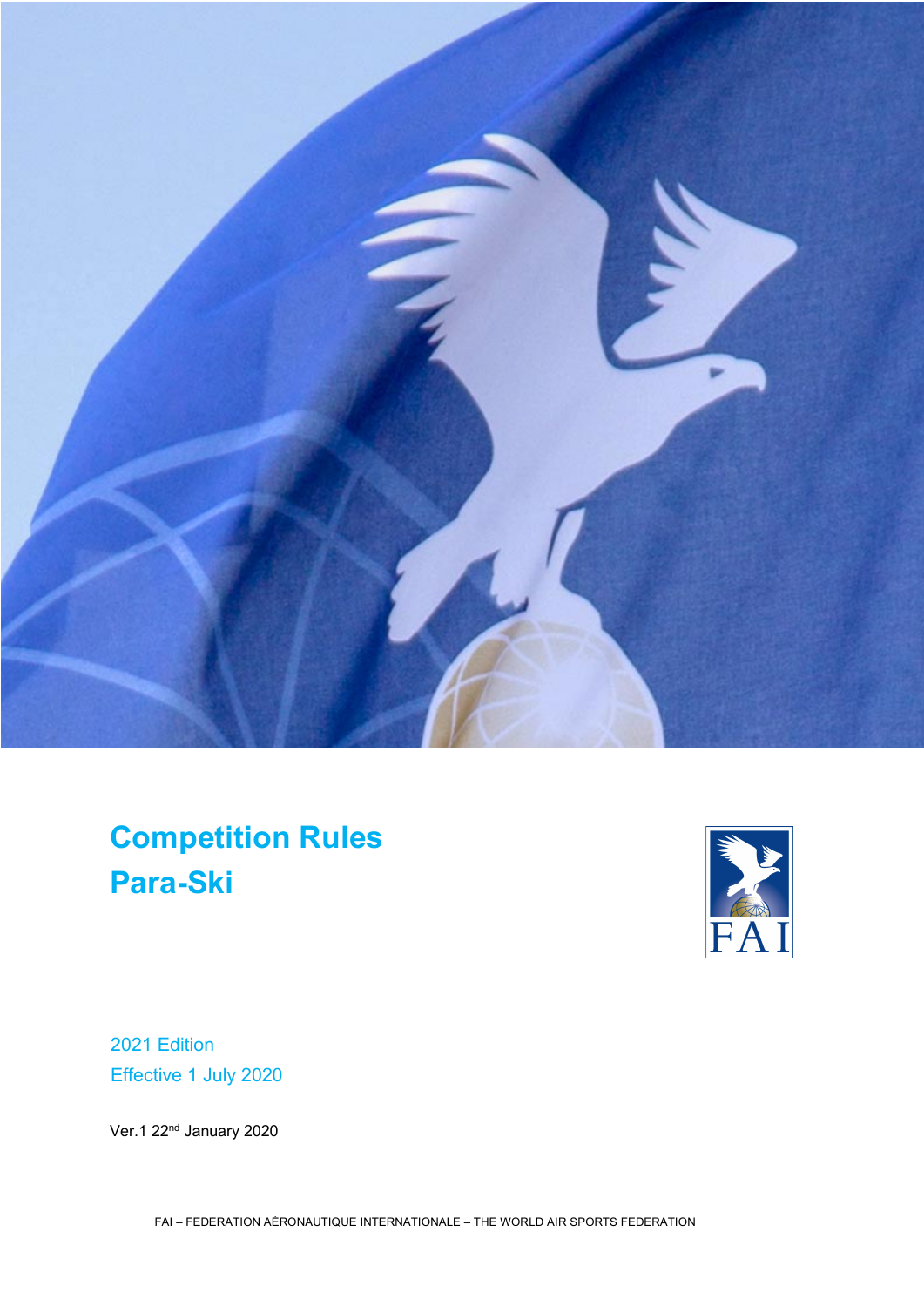# Competition Rules
# Para-Ski

2021 Edition

Effective 1 July 2020

Ver.1 22nd January 2020

FAI – FEDERATION AÉRONAUTIQUE INTERNATIONALE – THE WORLD AIR SPORTS FEDERATION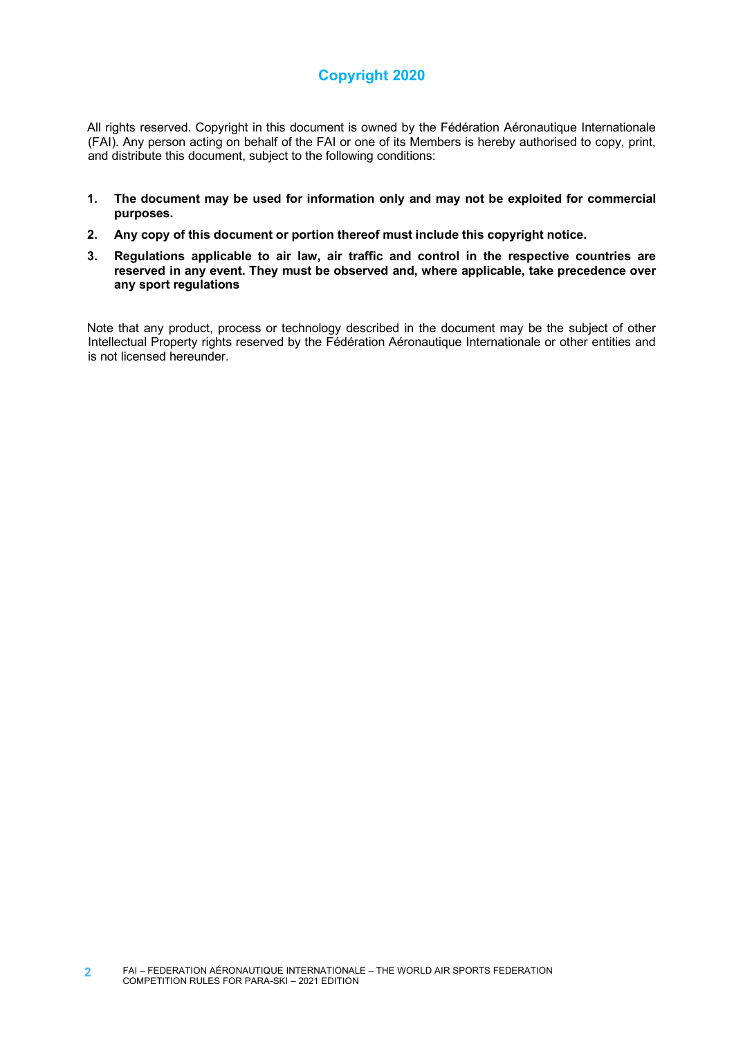## Copyright 2020

All rights reserved. Copyright in this document is owned by the Fédération Aéronautique Internationale (FAI). Any person acting on behalf of the FAI or one of its Members is hereby authorised to copy, print, and distribute this document, subject to the following conditions:

1. **The document may be used for information only and may not be exploited for commercial purposes.**
2. **Any copy of this document or portion thereof must include this copyright notice.**
3. **Regulations applicable to air law, air traffic and control in the respective countries are reserved in any event. They must be observed and, where applicable, take precedence over any sport regulations**

Note that any product, process or technology described in the document may be the subject of other Intellectual Property rights reserved by the Fédération Aéronautique Internationale or other entities and is not licensed hereunder.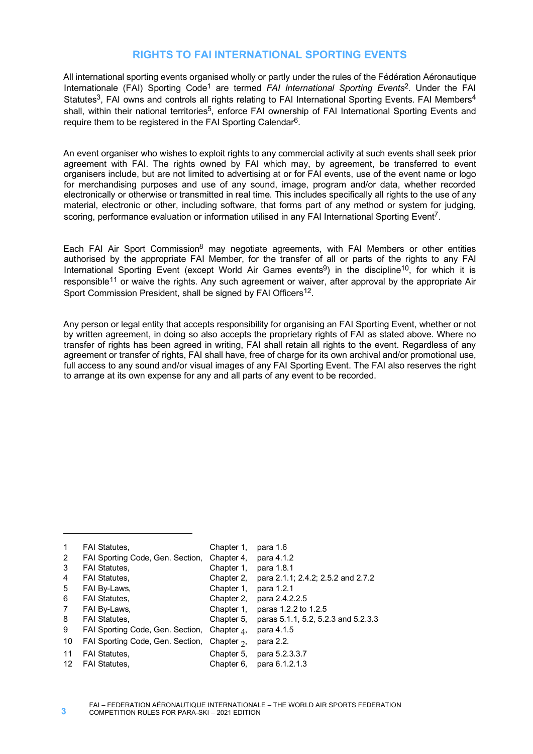## RIGHTS TO FAI INTERNATIONAL SPORTING EVENTS

All international sporting events organised wholly or partly under the rules of the Fédération Aéronautique Internationale (FAI) Sporting Code[1] are termed *FAI International Sporting Events*[2]. Under the FAI Statutes[3], FAI owns and controls all rights relating to FAI International Sporting Events. FAI Members[4] shall, within their national territories[5], enforce FAI ownership of FAI International Sporting Events and require them to be registered in the FAI Sporting Calendar[6].

An event organiser who wishes to exploit rights to any commercial activity at such events shall seek prior agreement with FAI. The rights owned by FAI which may, by agreement, be transferred to event organisers include, but are not limited to advertising at or for FAI events, use of the event name or logo for merchandising purposes and use of any sound, image, program and/or data, whether recorded electronically or otherwise or transmitted in real time. This includes specifically all rights to the use of any material, electronic or other, including software, that forms part of any method or system for judging, scoring, performance evaluation or information utilised in any FAI International Sporting Event[7].

Each FAI Air Sport Commission[8] may negotiate agreements, with FAI Members or other entities authorised by the appropriate FAI Member, for the transfer of all or parts of the rights to any FAI International Sporting Event (except World Air Games events[9]) in the discipline[10], for which it is responsible[11] or waive the rights. Any such agreement or waiver, after approval by the appropriate Air Sport Commission President, shall be signed by FAI Officers[12].

Any person or legal entity that accepts responsibility for organising an FAI Sporting Event, whether or not by written agreement, in doing so also accepts the proprietary rights of FAI as stated above. Where no transfer of rights has been agreed in writing, FAI shall retain all rights to the event. Regardless of any agreement or transfer of rights, FAI shall have, free of charge for its own archival and/or promotional use, full access to any sound and/or visual images of any FAI Sporting Event. The FAI also reserves the right to arrange at its own expense for any and all parts of any event to be recorded.

---

| | | | |
|---|---|---|---|
| 1 | FAI Statutes, | Chapter 1, | para 1.6 |
| 2 | FAI Sporting Code, Gen. Section, | Chapter 4, | para 4.1.2 |
| 3 | FAI Statutes, | Chapter 1, | para 1.8.1 |
| 4 | FAI Statutes, | Chapter 2, | para 2.1.1; 2.4.2; 2.5.2 and 2.7.2 |
| 5 | FAI By-Laws, | Chapter 1, | para 1.2.1 |
| 6 | FAI Statutes, | Chapter 2, | para 2.4.2.2.5 |
| 7 | FAI By-Laws, | Chapter 1, | paras 1.2.2 to 1.2.5 |
| 8 | FAI Statutes, | Chapter 5, | paras 5.1.1, 5.2, 5.2.3 and 5.2.3.3 |
| 9 | FAI Sporting Code, Gen. Section, | Chapter 4, | para 4.1.5 |
| 10 | FAI Sporting Code, Gen. Section, | Chapter 2, | para 2.2. |
| 11 | FAI Statutes, | Chapter 5, | para 5.2.3.3.7 |
| 12 | FAI Statutes, | Chapter 6, | para 6.1.2.1.3 |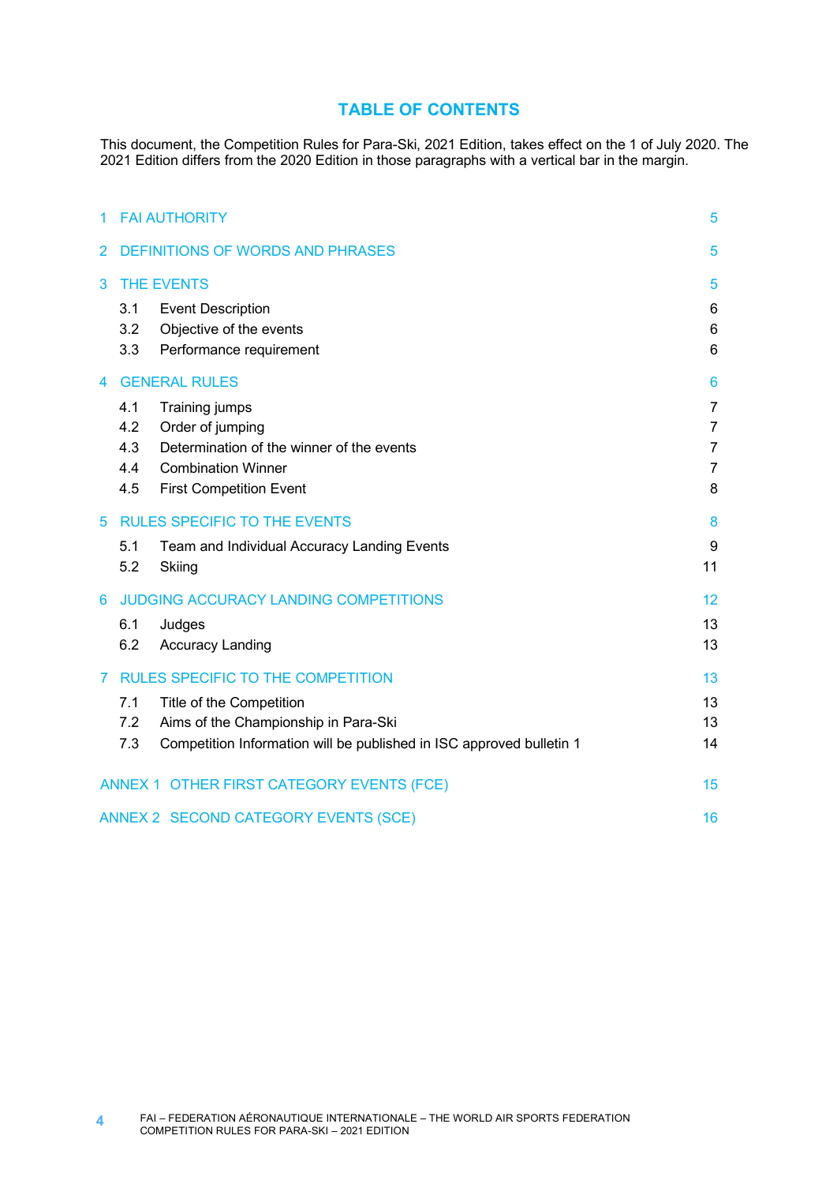# TABLE OF CONTENTS

This document, the Competition Rules for Para-Ski, 2021 Edition, takes effect on the 1 of July 2020. The 2021 Edition differs from the 2020 Edition in those paragraphs with a vertical bar in the margin.

| | | |
|---|---|---|
| 1 | FAI AUTHORITY | 5 |
| 2 | DEFINITIONS OF WORDS AND PHRASES | 5 |
| 3 | THE EVENTS | 5 |
| 3.1 | Event Description | 6 |
| 3.2 | Objective of the events | 6 |
| 3.3 | Performance requirement | 6 |
| 4 | GENERAL RULES | 6 |
| 4.1 | Training jumps | 7 |
| 4.2 | Order of jumping | 7 |
| 4.3 | Determination of the winner of the events | 7 |
| 4.4 | Combination Winner | 7 |
| 4.5 | First Competition Event | 8 |
| 5 | RULES SPECIFIC TO THE EVENTS | 8 |
| 5.1 | Team and Individual Accuracy Landing Events | 9 |
| 5.2 | Skiing | 11 |
| 6 | JUDGING ACCURACY LANDING COMPETITIONS | 12 |
| 6.1 | Judges | 13 |
| 6.2 | Accuracy Landing | 13 |
| 7 | RULES SPECIFIC TO THE COMPETITION | 13 |
| 7.1 | Title of the Competition | 13 |
| 7.2 | Aims of the Championship in Para-Ski | 13 |
| 7.3 | Competition Information will be published in ISC approved bulletin 1 | 14 |
| ANNEX 1 | OTHER FIRST CATEGORY EVENTS (FCE) | 15 |
| ANNEX 2 | SECOND CATEGORY EVENTS (SCE) | 16 |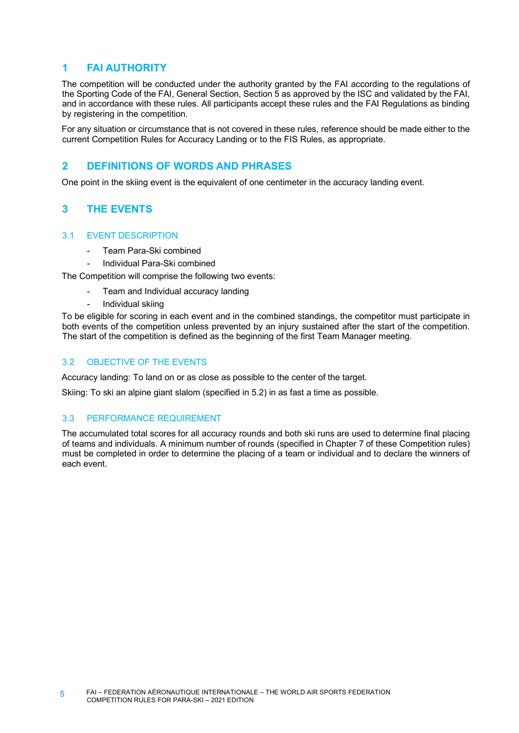# 1 FAI AUTHORITY

The competition will be conducted under the authority granted by the FAI according to the regulations of the Sporting Code of the FAI, General Section, Section 5 as approved by the ISC and validated by the FAI, and in accordance with these rules. All participants accept these rules and the FAI Regulations as binding by registering in the competition.

For any situation or circumstance that is not covered in these rules, reference should be made either to the current Competition Rules for Accuracy Landing or to the FIS Rules, as appropriate.

# 2 DEFINITIONS OF WORDS AND PHRASES

One point in the skiing event is the equivalent of one centimeter in the accuracy landing event.

# 3 THE EVENTS

## 3.1 EVENT DESCRIPTION

- Team Para-Ski combined
- Individual Para-Ski combined

The Competition will comprise the following two events:

- Team and Individual accuracy landing
- Individual skiing

To be eligible for scoring in each event and in the combined standings, the competitor must participate in both events of the competition unless prevented by an injury sustained after the start of the competition. The start of the competition is defined as the beginning of the first Team Manager meeting.

## 3.2 OBJECTIVE OF THE EVENTS

Accuracy landing: To land on or as close as possible to the center of the target.

Skiing: To ski an alpine giant slalom (specified in 5.2) in as fast a time as possible.

## 3.3 PERFORMANCE REQUIREMENT

The accumulated total scores for all accuracy rounds and both ski runs are used to determine final placing of teams and individuals. A minimum number of rounds (specified in Chapter 7 of these Competition rules) must be completed in order to determine the placing of a team or individual and to declare the winners of each event.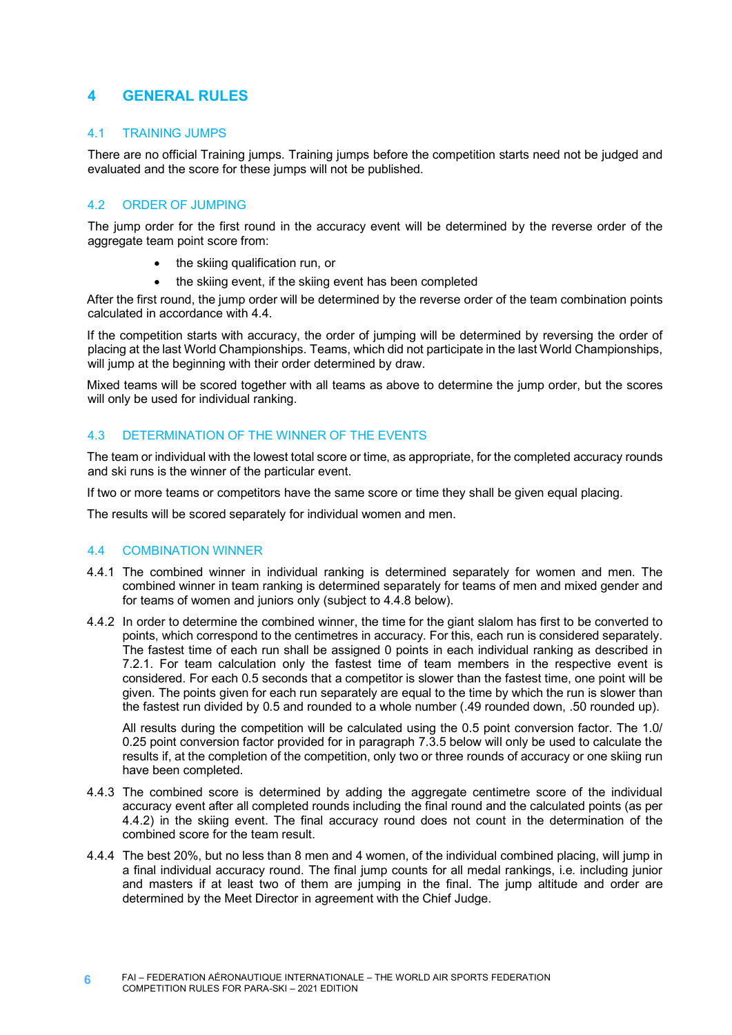# 4 GENERAL RULES

## 4.1 TRAINING JUMPS

There are no official Training jumps. Training jumps before the competition starts need not be judged and evaluated and the score for these jumps will not be published.

## 4.2 ORDER OF JUMPING

The jump order for the first round in the accuracy event will be determined by the reverse order of the aggregate team point score from:

- the skiing qualification run, or
- the skiing event, if the skiing event has been completed

After the first round, the jump order will be determined by the reverse order of the team combination points calculated in accordance with 4.4.

If the competition starts with accuracy, the order of jumping will be determined by reversing the order of placing at the last World Championships. Teams, which did not participate in the last World Championships, will jump at the beginning with their order determined by draw.

Mixed teams will be scored together with all teams as above to determine the jump order, but the scores will only be used for individual ranking.

## 4.3 DETERMINATION OF THE WINNER OF THE EVENTS

The team or individual with the lowest total score or time, as appropriate, for the completed accuracy rounds and ski runs is the winner of the particular event.

If two or more teams or competitors have the same score or time they shall be given equal placing.

The results will be scored separately for individual women and men.

## 4.4 COMBINATION WINNER

4.4.1 The combined winner in individual ranking is determined separately for women and men. The combined winner in team ranking is determined separately for teams of men and mixed gender and for teams of women and juniors only (subject to 4.4.8 below).

4.4.2 In order to determine the combined winner, the time for the giant slalom has first to be converted to points, which correspond to the centimetres in accuracy. For this, each run is considered separately. The fastest time of each run shall be assigned 0 points in each individual ranking as described in 7.2.1. For team calculation only the fastest time of team members in the respective event is considered. For each 0.5 seconds that a competitor is slower than the fastest time, one point will be given. The points given for each run separately are equal to the time by which the run is slower than the fastest run divided by 0.5 and rounded to a whole number (.49 rounded down, .50 rounded up).

All results during the competition will be calculated using the 0.5 point conversion factor. The 1.0/ 0.25 point conversion factor provided for in paragraph 7.3.5 below will only be used to calculate the results if, at the completion of the competition, only two or three rounds of accuracy or one skiing run have been completed.

4.4.3 The combined score is determined by adding the aggregate centimetre score of the individual accuracy event after all completed rounds including the final round and the calculated points (as per 4.4.2) in the skiing event. The final accuracy round does not count in the determination of the combined score for the team result.

4.4.4 The best 20%, but no less than 8 men and 4 women, of the individual combined placing, will jump in a final individual accuracy round. The final jump counts for all medal rankings, i.e. including junior and masters if at least two of them are jumping in the final. The jump altitude and order are determined by the Meet Director in agreement with the Chief Judge.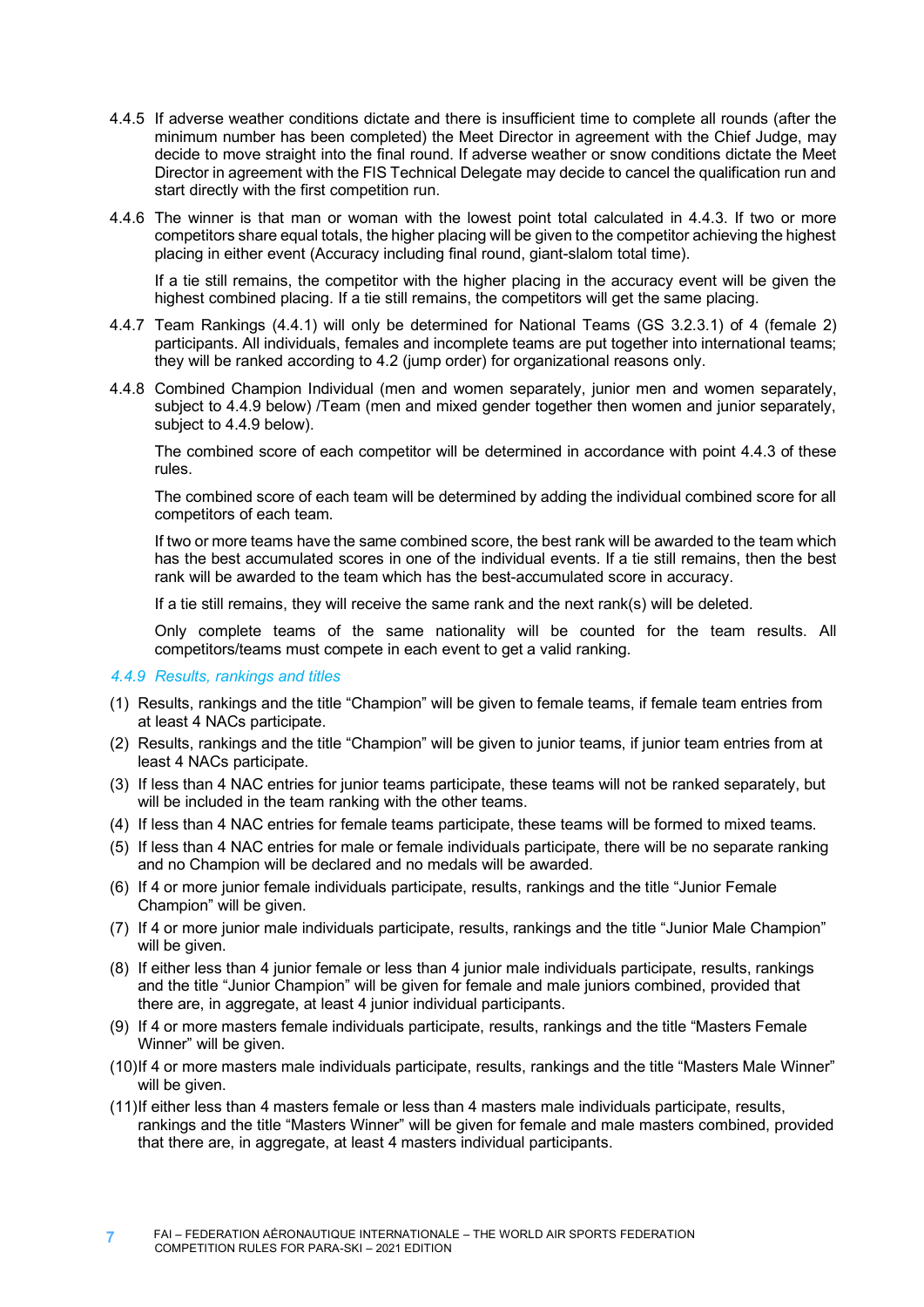4.4.5 If adverse weather conditions dictate and there is insufficient time to complete all rounds (after the minimum number has been completed) the Meet Director in agreement with the Chief Judge, may decide to move straight into the final round. If adverse weather or snow conditions dictate the Meet Director in agreement with the FIS Technical Delegate may decide to cancel the qualification run and start directly with the first competition run.

4.4.6 The winner is that man or woman with the lowest point total calculated in 4.4.3. If two or more competitors share equal totals, the higher placing will be given to the competitor achieving the highest placing in either event (Accuracy including final round, giant-slalom total time).

If a tie still remains, the competitor with the higher placing in the accuracy event will be given the highest combined placing. If a tie still remains, the competitors will get the same placing.

4.4.7 Team Rankings (4.4.1) will only be determined for National Teams (GS 3.2.3.1) of 4 (female 2) participants. All individuals, females and incomplete teams are put together into international teams; they will be ranked according to 4.2 (jump order) for organizational reasons only.

4.4.8 Combined Champion Individual (men and women separately, junior men and women separately, subject to 4.4.9 below) /Team (men and mixed gender together then women and junior separately, subject to 4.4.9 below).

The combined score of each competitor will be determined in accordance with point 4.4.3 of these rules.

The combined score of each team will be determined by adding the individual combined score for all competitors of each team.

If two or more teams have the same combined score, the best rank will be awarded to the team which has the best accumulated scores in one of the individual events. If a tie still remains, then the best rank will be awarded to the team which has the best-accumulated score in accuracy.

If a tie still remains, they will receive the same rank and the next rank(s) will be deleted.

Only complete teams of the same nationality will be counted for the team results. All competitors/teams must compete in each event to get a valid ranking.

### *4.4.9 Results, rankings and titles*

(1) Results, rankings and the title "Champion" will be given to female teams, if female team entries from at least 4 NACs participate.

(2) Results, rankings and the title "Champion" will be given to junior teams, if junior team entries from at least 4 NACs participate.

(3) If less than 4 NAC entries for junior teams participate, these teams will not be ranked separately, but will be included in the team ranking with the other teams.

(4) If less than 4 NAC entries for female teams participate, these teams will be formed to mixed teams.

(5) If less than 4 NAC entries for male or female individuals participate, there will be no separate ranking and no Champion will be declared and no medals will be awarded.

(6) If 4 or more junior female individuals participate, results, rankings and the title "Junior Female Champion" will be given.

(7) If 4 or more junior male individuals participate, results, rankings and the title "Junior Male Champion" will be given.

(8) If either less than 4 junior female or less than 4 junior male individuals participate, results, rankings and the title "Junior Champion" will be given for female and male juniors combined, provided that there are, in aggregate, at least 4 junior individual participants.

(9) If 4 or more masters female individuals participate, results, rankings and the title "Masters Female Winner" will be given.

(10) If 4 or more masters male individuals participate, results, rankings and the title "Masters Male Winner" will be given.

(11) If either less than 4 masters female or less than 4 masters male individuals participate, results, rankings and the title "Masters Winner" will be given for female and male masters combined, provided that there are, in aggregate, at least 4 masters individual participants.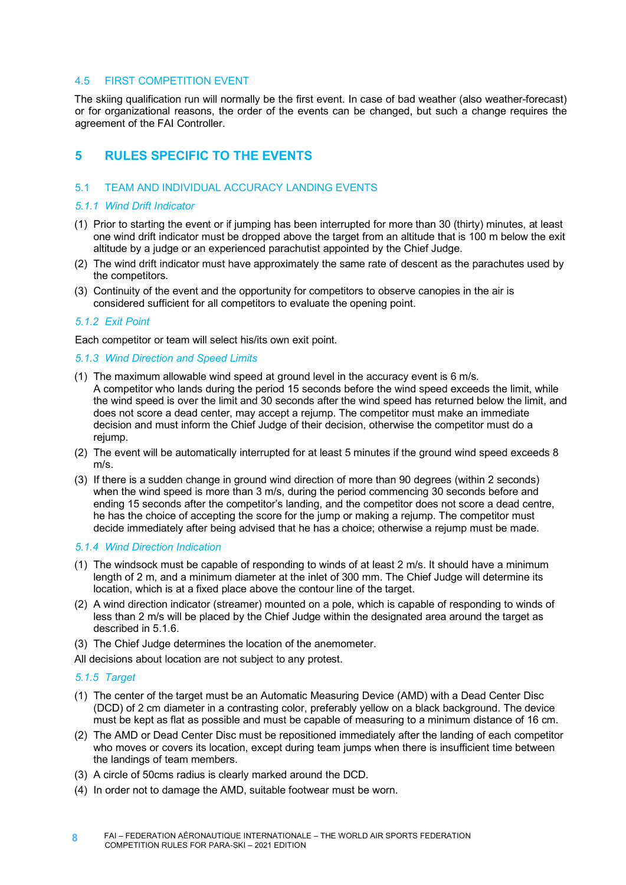### 4.5 FIRST COMPETITION EVENT

The skiing qualification run will normally be the first event. In case of bad weather (also weather-forecast) or for organizational reasons, the order of the events can be changed, but such a change requires the agreement of the FAI Controller.

## 5 RULES SPECIFIC TO THE EVENTS

### 5.1 TEAM AND INDIVIDUAL ACCURACY LANDING EVENTS

#### *5.1.1 Wind Drift Indicator*

(1) Prior to starting the event or if jumping has been interrupted for more than 30 (thirty) minutes, at least one wind drift indicator must be dropped above the target from an altitude that is 100 m below the exit altitude by a judge or an experienced parachutist appointed by the Chief Judge.

(2) The wind drift indicator must have approximately the same rate of descent as the parachutes used by the competitors.

(3) Continuity of the event and the opportunity for competitors to observe canopies in the air is considered sufficient for all competitors to evaluate the opening point.

#### *5.1.2 Exit Point*

Each competitor or team will select his/its own exit point.

#### *5.1.3 Wind Direction and Speed Limits*

(1) The maximum allowable wind speed at ground level in the accuracy event is 6 m/s.
A competitor who lands during the period 15 seconds before the wind speed exceeds the limit, while the wind speed is over the limit and 30 seconds after the wind speed has returned below the limit, and does not score a dead center, may accept a rejump. The competitor must make an immediate decision and must inform the Chief Judge of their decision, otherwise the competitor must do a rejump.

(2) The event will be automatically interrupted for at least 5 minutes if the ground wind speed exceeds 8 m/s.

(3) If there is a sudden change in ground wind direction of more than 90 degrees (within 2 seconds) when the wind speed is more than 3 m/s, during the period commencing 30 seconds before and ending 15 seconds after the competitor's landing, and the competitor does not score a dead centre, he has the choice of accepting the score for the jump or making a rejump. The competitor must decide immediately after being advised that he has a choice; otherwise a rejump must be made.

#### *5.1.4 Wind Direction Indication*

(1) The windsock must be capable of responding to winds of at least 2 m/s. It should have a minimum length of 2 m, and a minimum diameter at the inlet of 300 mm. The Chief Judge will determine its location, which is at a fixed place above the contour line of the target.

(2) A wind direction indicator (streamer) mounted on a pole, which is capable of responding to winds of less than 2 m/s will be placed by the Chief Judge within the designated area around the target as described in 5.1.6.

(3) The Chief Judge determines the location of the anemometer.

All decisions about location are not subject to any protest.

#### *5.1.5 Target*

(1) The center of the target must be an Automatic Measuring Device (AMD) with a Dead Center Disc (DCD) of 2 cm diameter in a contrasting color, preferably yellow on a black background. The device must be kept as flat as possible and must be capable of measuring to a minimum distance of 16 cm.

(2) The AMD or Dead Center Disc must be repositioned immediately after the landing of each competitor who moves or covers its location, except during team jumps when there is insufficient time between the landings of team members.

(3) A circle of 50cms radius is clearly marked around the DCD.

(4) In order not to damage the AMD, suitable footwear must be worn.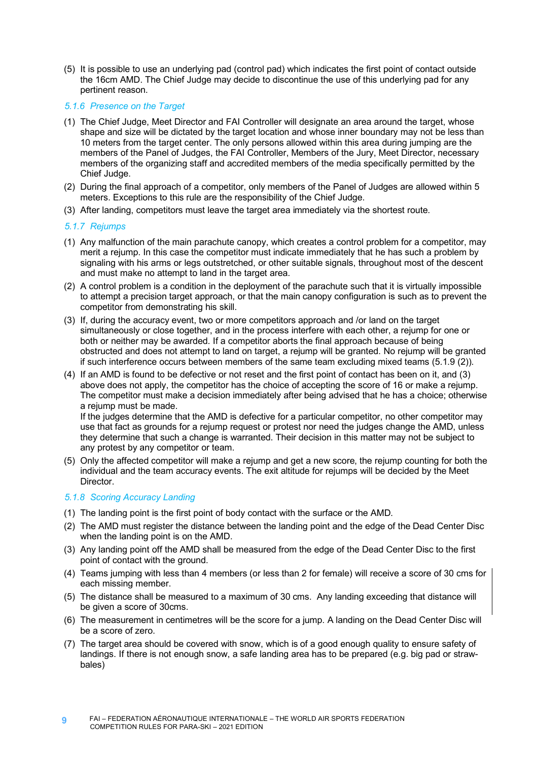(5) It is possible to use an underlying pad (control pad) which indicates the first point of contact outside the 16cm AMD. The Chief Judge may decide to discontinue the use of this underlying pad for any pertinent reason.

### *5.1.6 Presence on the Target*

(1) The Chief Judge, Meet Director and FAI Controller will designate an area around the target, whose shape and size will be dictated by the target location and whose inner boundary may not be less than 10 meters from the target center. The only persons allowed within this area during jumping are the members of the Panel of Judges, the FAI Controller, Members of the Jury, Meet Director, necessary members of the organizing staff and accredited members of the media specifically permitted by the Chief Judge.

(2) During the final approach of a competitor, only members of the Panel of Judges are allowed within 5 meters. Exceptions to this rule are the responsibility of the Chief Judge.

(3) After landing, competitors must leave the target area immediately via the shortest route.

### *5.1.7 Rejumps*

(1) Any malfunction of the main parachute canopy, which creates a control problem for a competitor, may merit a rejump. In this case the competitor must indicate immediately that he has such a problem by signaling with his arms or legs outstretched, or other suitable signals, throughout most of the descent and must make no attempt to land in the target area.

(2) A control problem is a condition in the deployment of the parachute such that it is virtually impossible to attempt a precision target approach, or that the main canopy configuration is such as to prevent the competitor from demonstrating his skill.

(3) If, during the accuracy event, two or more competitors approach and /or land on the target simultaneously or close together, and in the process interfere with each other, a rejump for one or both or neither may be awarded. If a competitor aborts the final approach because of being obstructed and does not attempt to land on target, a rejump will be granted. No rejump will be granted if such interference occurs between members of the same team excluding mixed teams (5.1.9 (2)).

(4) If an AMD is found to be defective or not reset and the first point of contact has been on it, and (3) above does not apply, the competitor has the choice of accepting the score of 16 or make a rejump. The competitor must make a decision immediately after being advised that he has a choice; otherwise a rejump must be made.
If the judges determine that the AMD is defective for a particular competitor, no other competitor may use that fact as grounds for a rejump request or protest nor need the judges change the AMD, unless they determine that such a change is warranted. Their decision in this matter may not be subject to any protest by any competitor or team.

(5) Only the affected competitor will make a rejump and get a new score, the rejump counting for both the individual and the team accuracy events. The exit altitude for rejumps will be decided by the Meet Director.

### *5.1.8 Scoring Accuracy Landing*

(1) The landing point is the first point of body contact with the surface or the AMD.

(2) The AMD must register the distance between the landing point and the edge of the Dead Center Disc when the landing point is on the AMD.

(3) Any landing point off the AMD shall be measured from the edge of the Dead Center Disc to the first point of contact with the ground.

(4) Teams jumping with less than 4 members (or less than 2 for female) will receive a score of 30 cms for each missing member.

(5) The distance shall be measured to a maximum of 30 cms. Any landing exceeding that distance will be given a score of 30cms.

(6) The measurement in centimetres will be the score for a jump. A landing on the Dead Center Disc will be a score of zero.

(7) The target area should be covered with snow, which is of a good enough quality to ensure safety of landings. If there is not enough snow, a safe landing area has to be prepared (e.g. big pad or straw-bales)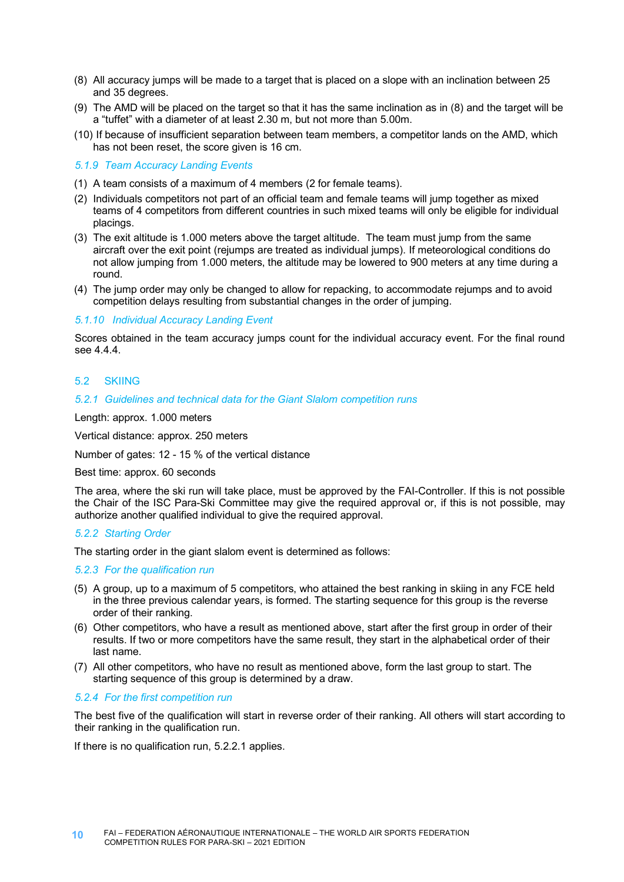(8) All accuracy jumps will be made to a target that is placed on a slope with an inclination between 25 and 35 degrees.

(9) The AMD will be placed on the target so that it has the same inclination as in (8) and the target will be a "tuffet" with a diameter of at least 2.30 m, but not more than 5.00m.

(10) If because of insufficient separation between team members, a competitor lands on the AMD, which has not been reset, the score given is 16 cm.

### *5.1.9 Team Accuracy Landing Events*

(1) A team consists of a maximum of 4 members (2 for female teams).

(2) Individuals competitors not part of an official team and female teams will jump together as mixed teams of 4 competitors from different countries in such mixed teams will only be eligible for individual placings.

(3) The exit altitude is 1.000 meters above the target altitude. The team must jump from the same aircraft over the exit point (rejumps are treated as individual jumps). If meteorological conditions do not allow jumping from 1.000 meters, the altitude may be lowered to 900 meters at any time during a round.

(4) The jump order may only be changed to allow for repacking, to accommodate rejumps and to avoid competition delays resulting from substantial changes in the order of jumping.

### *5.1.10 Individual Accuracy Landing Event*

Scores obtained in the team accuracy jumps count for the individual accuracy event. For the final round see 4.4.4.

## 5.2 SKIING

### *5.2.1 Guidelines and technical data for the Giant Slalom competition runs*

Length: approx. 1.000 meters

Vertical distance: approx. 250 meters

Number of gates: 12 - 15 % of the vertical distance

Best time: approx. 60 seconds

The area, where the ski run will take place, must be approved by the FAI-Controller. If this is not possible the Chair of the ISC Para-Ski Committee may give the required approval or, if this is not possible, may authorize another qualified individual to give the required approval.

### *5.2.2 Starting Order*

The starting order in the giant slalom event is determined as follows:

### *5.2.3 For the qualification run*

(5) A group, up to a maximum of 5 competitors, who attained the best ranking in skiing in any FCE held in the three previous calendar years, is formed. The starting sequence for this group is the reverse order of their ranking.

(6) Other competitors, who have a result as mentioned above, start after the first group in order of their results. If two or more competitors have the same result, they start in the alphabetical order of their last name.

(7) All other competitors, who have no result as mentioned above, form the last group to start. The starting sequence of this group is determined by a draw.

### *5.2.4 For the first competition run*

The best five of the qualification will start in reverse order of their ranking. All others will start according to their ranking in the qualification run.

If there is no qualification run, 5.2.2.1 applies.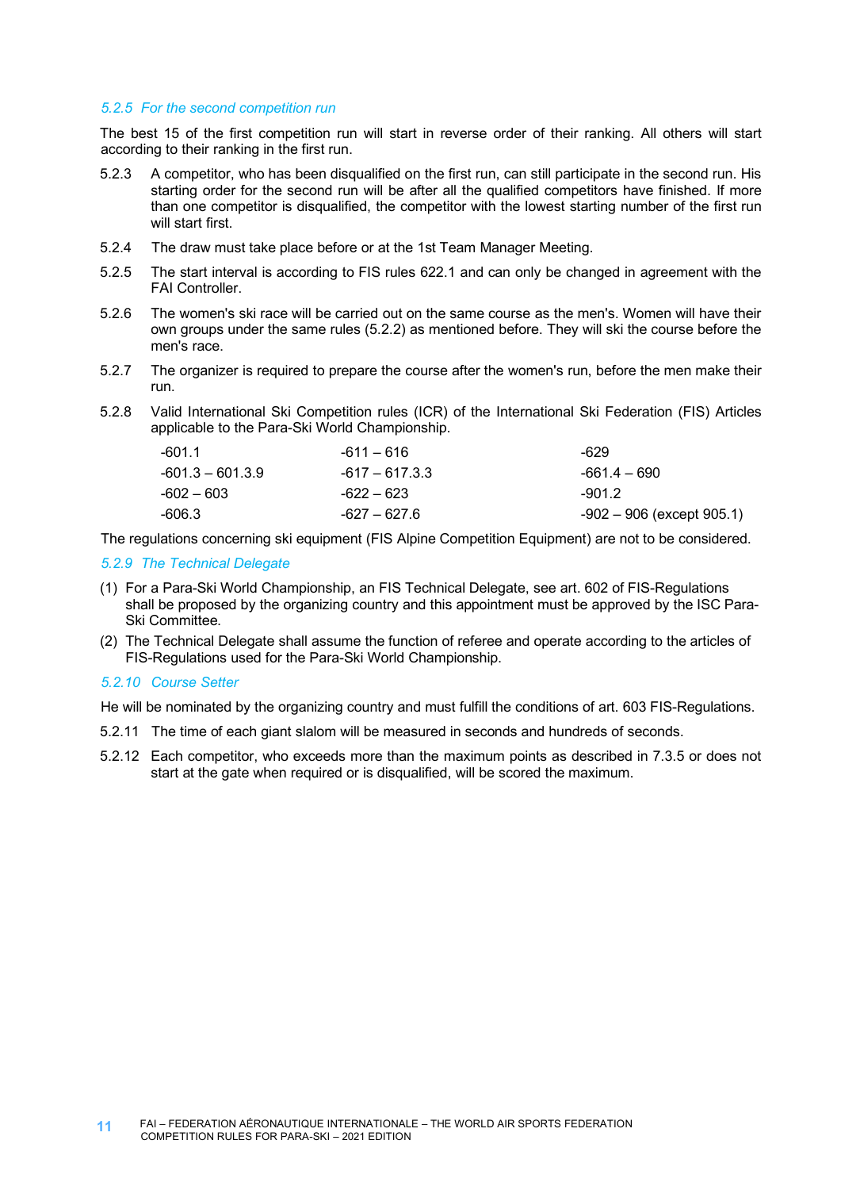### *5.2.5 For the second competition run*

The best 15 of the first competition run will start in reverse order of their ranking. All others will start according to their ranking in the first run.

5.2.3 A competitor, who has been disqualified on the first run, can still participate in the second run. His starting order for the second run will be after all the qualified competitors have finished. If more than one competitor is disqualified, the competitor with the lowest starting number of the first run will start first.

5.2.4 The draw must take place before or at the 1st Team Manager Meeting.

5.2.5 The start interval is according to FIS rules 622.1 and can only be changed in agreement with the FAI Controller.

5.2.6 The women's ski race will be carried out on the same course as the men's. Women will have their own groups under the same rules (5.2.2) as mentioned before. They will ski the course before the men's race.

5.2.7 The organizer is required to prepare the course after the women's run, before the men make their run.

5.2.8 Valid International Ski Competition rules (ICR) of the International Ski Federation (FIS) Articles applicable to the Para-Ski World Championship.

| | | |
|---|---|---|
| -601.1 | -611 – 616 | -629 |
| -601.3 – 601.3.9 | -617 – 617.3.3 | -661.4 – 690 |
| -602 – 603 | -622 – 623 | -901.2 |
| -606.3 | -627 – 627.6 | -902 – 906 (except 905.1) |

The regulations concerning ski equipment (FIS Alpine Competition Equipment) are not to be considered.

### *5.2.9 The Technical Delegate*

(1) For a Para-Ski World Championship, an FIS Technical Delegate, see art. 602 of FIS-Regulations shall be proposed by the organizing country and this appointment must be approved by the ISC Para-Ski Committee.

(2) The Technical Delegate shall assume the function of referee and operate according to the articles of FIS-Regulations used for the Para-Ski World Championship.

### *5.2.10 Course Setter*

He will be nominated by the organizing country and must fulfill the conditions of art. 603 FIS-Regulations.

5.2.11 The time of each giant slalom will be measured in seconds and hundreds of seconds.

5.2.12 Each competitor, who exceeds more than the maximum points as described in 7.3.5 or does not start at the gate when required or is disqualified, will be scored the maximum.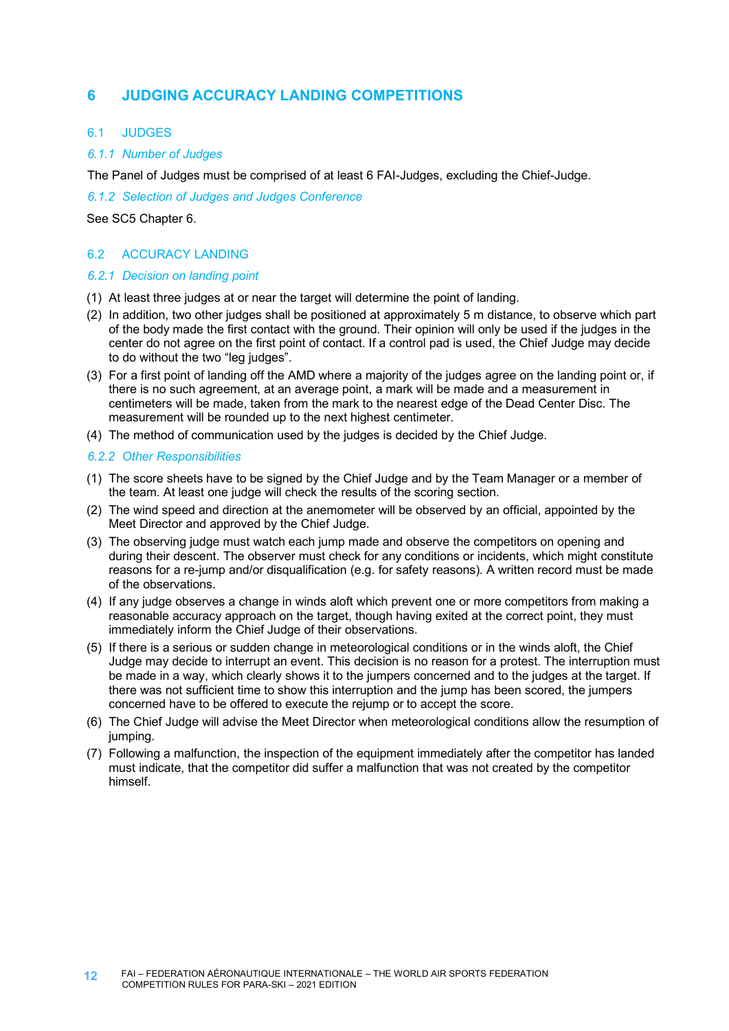# 6 JUDGING ACCURACY LANDING COMPETITIONS

## 6.1 JUDGES

### 6.1.1 Number of Judges

The Panel of Judges must be comprised of at least 6 FAI-Judges, excluding the Chief-Judge.

### 6.1.2 Selection of Judges and Judges Conference

See SC5 Chapter 6.

## 6.2 ACCURACY LANDING

### 6.2.1 Decision on landing point

(1) At least three judges at or near the target will determine the point of landing.

(2) In addition, two other judges shall be positioned at approximately 5 m distance, to observe which part of the body made the first contact with the ground. Their opinion will only be used if the judges in the center do not agree on the first point of contact. If a control pad is used, the Chief Judge may decide to do without the two "leg judges".

(3) For a first point of landing off the AMD where a majority of the judges agree on the landing point or, if there is no such agreement, at an average point, a mark will be made and a measurement in centimeters will be made, taken from the mark to the nearest edge of the Dead Center Disc. The measurement will be rounded up to the next highest centimeter.

(4) The method of communication used by the judges is decided by the Chief Judge.

### 6.2.2 Other Responsibilities

(1) The score sheets have to be signed by the Chief Judge and by the Team Manager or a member of the team. At least one judge will check the results of the scoring section.

(2) The wind speed and direction at the anemometer will be observed by an official, appointed by the Meet Director and approved by the Chief Judge.

(3) The observing judge must watch each jump made and observe the competitors on opening and during their descent. The observer must check for any conditions or incidents, which might constitute reasons for a re-jump and/or disqualification (e.g. for safety reasons). A written record must be made of the observations.

(4) If any judge observes a change in winds aloft which prevent one or more competitors from making a reasonable accuracy approach on the target, though having exited at the correct point, they must immediately inform the Chief Judge of their observations.

(5) If there is a serious or sudden change in meteorological conditions or in the winds aloft, the Chief Judge may decide to interrupt an event. This decision is no reason for a protest. The interruption must be made in a way, which clearly shows it to the jumpers concerned and to the judges at the target. If there was not sufficient time to show this interruption and the jump has been scored, the jumpers concerned have to be offered to execute the rejump or to accept the score.

(6) The Chief Judge will advise the Meet Director when meteorological conditions allow the resumption of jumping.

(7) Following a malfunction, the inspection of the equipment immediately after the competitor has landed must indicate, that the competitor did suffer a malfunction that was not created by the competitor himself.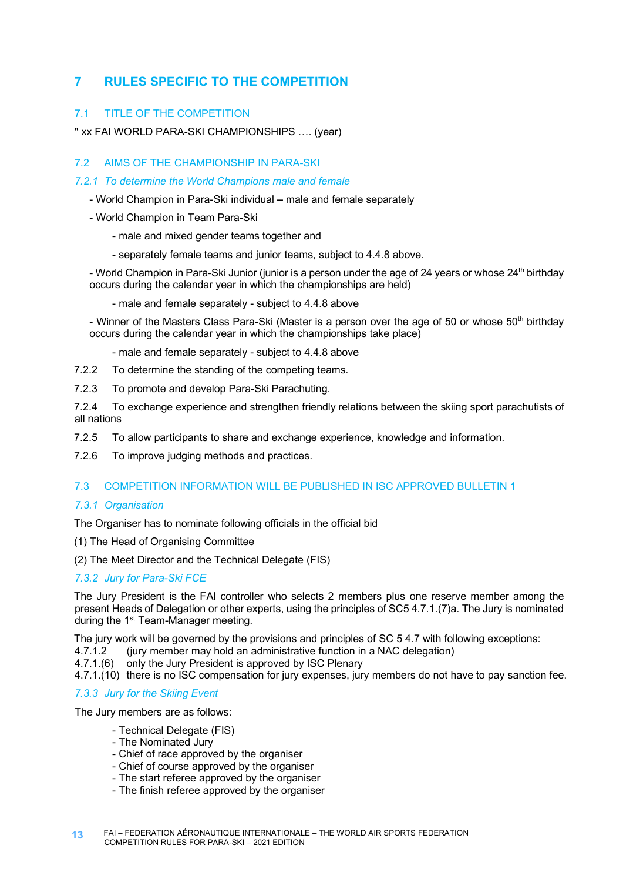# 7 RULES SPECIFIC TO THE COMPETITION

## 7.1 TITLE OF THE COMPETITION

" xx FAI WORLD PARA-SKI CHAMPIONSHIPS …. (year)

## 7.2 AIMS OF THE CHAMPIONSHIP IN PARA-SKI

### *7.2.1 To determine the World Champions male and female*

- World Champion in Para-Ski individual – male and female separately
- World Champion in Team Para-Ski
    - male and mixed gender teams together and
    - separately female teams and junior teams, subject to 4.4.8 above.
- World Champion in Para-Ski Junior (junior is a person under the age of 24 years or whose 24th birthday occurs during the calendar year in which the championships are held)
    - male and female separately - subject to 4.4.8 above
- Winner of the Masters Class Para-Ski (Master is a person over the age of 50 or whose 50th birthday occurs during the calendar year in which the championships take place)
    - male and female separately - subject to 4.4.8 above

7.2.2 To determine the standing of the competing teams.

7.2.3 To promote and develop Para-Ski Parachuting.

7.2.4 To exchange experience and strengthen friendly relations between the skiing sport parachutists of all nations

7.2.5 To allow participants to share and exchange experience, knowledge and information.

7.2.6 To improve judging methods and practices.

## 7.3 COMPETITION INFORMATION WILL BE PUBLISHED IN ISC APPROVED BULLETIN 1

### *7.3.1 Organisation*

The Organiser has to nominate following officials in the official bid

(1) The Head of Organising Committee

(2) The Meet Director and the Technical Delegate (FIS)

### *7.3.2 Jury for Para-Ski FCE*

The Jury President is the FAI controller who selects 2 members plus one reserve member among the present Heads of Delegation or other experts, using the principles of SC5 4.7.1.(7)a. The Jury is nominated during the 1st Team-Manager meeting.

The jury work will be governed by the provisions and principles of SC 5 4.7 with following exceptions:
4.7.1.2 (jury member may hold an administrative function in a NAC delegation)
4.7.1.(6) only the Jury President is approved by ISC Plenary
4.7.1.(10) there is no ISC compensation for jury expenses, jury members do not have to pay sanction fee.

### *7.3.3 Jury for the Skiing Event*

The Jury members are as follows:

- Technical Delegate (FIS)
- The Nominated Jury
- Chief of race approved by the organiser
- Chief of course approved by the organiser
- The start referee approved by the organiser
- The finish referee approved by the organiser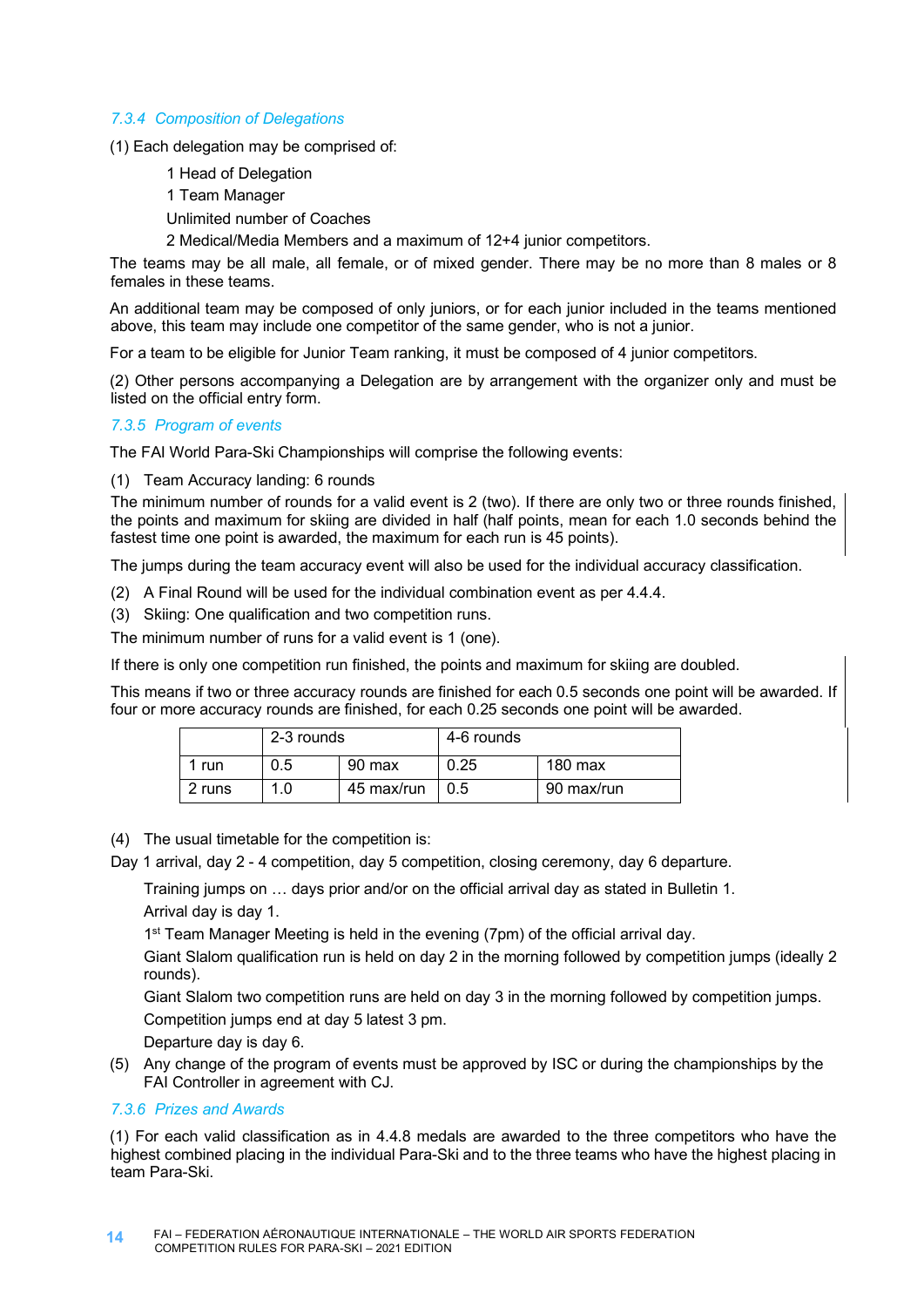#### *7.3.4 Composition of Delegations*

(1) Each delegation may be comprised of:

1 Head of Delegation

1 Team Manager

Unlimited number of Coaches

2 Medical/Media Members and a maximum of 12+4 junior competitors.

The teams may be all male, all female, or of mixed gender. There may be no more than 8 males or 8 females in these teams.

An additional team may be composed of only juniors, or for each junior included in the teams mentioned above, this team may include one competitor of the same gender, who is not a junior.

For a team to be eligible for Junior Team ranking, it must be composed of 4 junior competitors.

(2) Other persons accompanying a Delegation are by arrangement with the organizer only and must be listed on the official entry form.

#### *7.3.5 Program of events*

The FAI World Para-Ski Championships will comprise the following events:

(1) Team Accuracy landing: 6 rounds

The minimum number of rounds for a valid event is 2 (two). If there are only two or three rounds finished, the points and maximum for skiing are divided in half (half points, mean for each 1.0 seconds behind the fastest time one point is awarded, the maximum for each run is 45 points).

The jumps during the team accuracy event will also be used for the individual accuracy classification.

(2) A Final Round will be used for the individual combination event as per 4.4.4.

(3) Skiing: One qualification and two competition runs.

The minimum number of runs for a valid event is 1 (one).

If there is only one competition run finished, the points and maximum for skiing are doubled.

This means if two or three accuracy rounds are finished for each 0.5 seconds one point will be awarded. If four or more accuracy rounds are finished, for each 0.25 seconds one point will be awarded.

| | 2-3 rounds | | 4-6 rounds | |
|---|---|---|---|---|
| 1 run | 0.5 | 90 max | 0.25 | 180 max |
| 2 runs | 1.0 | 45 max/run | 0.5 | 90 max/run |

(4) The usual timetable for the competition is:

Day 1 arrival, day 2 - 4 competition, day 5 competition, closing ceremony, day 6 departure.

Training jumps on … days prior and/or on the official arrival day as stated in Bulletin 1.

Arrival day is day 1.

1st Team Manager Meeting is held in the evening (7pm) of the official arrival day.

Giant Slalom qualification run is held on day 2 in the morning followed by competition jumps (ideally 2 rounds).

Giant Slalom two competition runs are held on day 3 in the morning followed by competition jumps.

Competition jumps end at day 5 latest 3 pm.

Departure day is day 6.

(5) Any change of the program of events must be approved by ISC or during the championships by the FAI Controller in agreement with CJ.

#### *7.3.6 Prizes and Awards*

(1) For each valid classification as in 4.4.8 medals are awarded to the three competitors who have the highest combined placing in the individual Para-Ski and to the three teams who have the highest placing in team Para-Ski.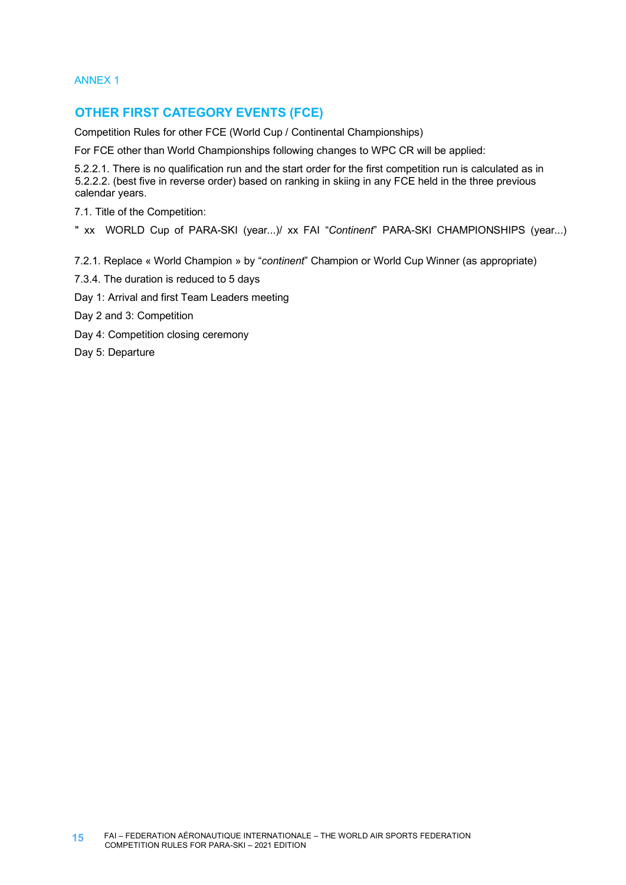ANNEX 1

## OTHER FIRST CATEGORY EVENTS (FCE)

Competition Rules for other FCE (World Cup / Continental Championships)

For FCE other than World Championships following changes to WPC CR will be applied:

5.2.2.1. There is no qualification run and the start order for the first competition run is calculated as in 5.2.2.2. (best five in reverse order) based on ranking in skiing in any FCE held in the three previous calendar years.

7.1. Title of the Competition:

" xx WORLD Cup of PARA-SKI (year...)/ xx FAI "*Continent*" PARA-SKI CHAMPIONSHIPS (year...)

7.2.1. Replace « World Champion » by "*continent*" Champion or World Cup Winner (as appropriate)

7.3.4. The duration is reduced to 5 days

Day 1: Arrival and first Team Leaders meeting

Day 2 and 3: Competition

Day 4: Competition closing ceremony

Day 5: Departure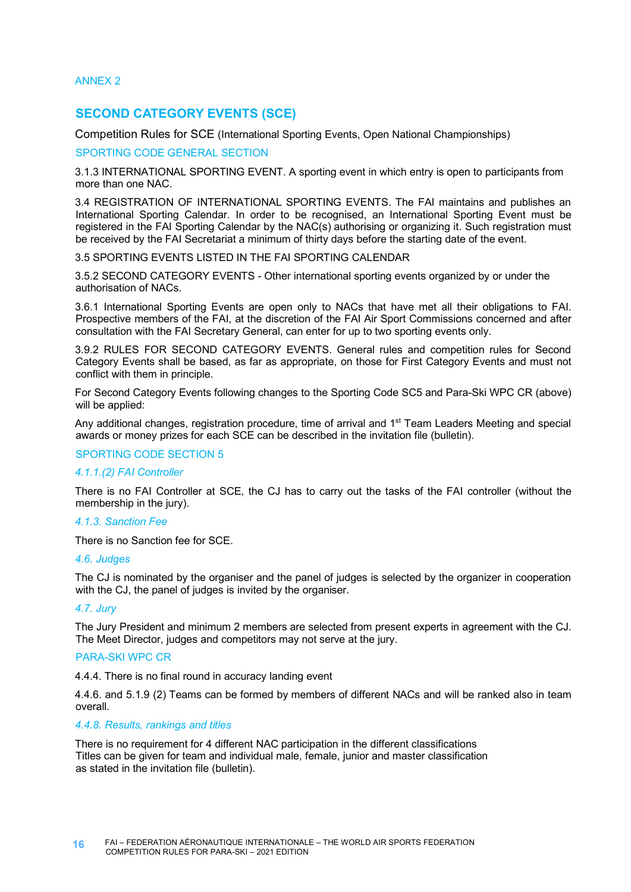ANNEX 2

## SECOND CATEGORY EVENTS (SCE)

Competition Rules for SCE (International Sporting Events, Open National Championships)

### SPORTING CODE GENERAL SECTION

3.1.3 INTERNATIONAL SPORTING EVENT. A sporting event in which entry is open to participants from more than one NAC.

3.4 REGISTRATION OF INTERNATIONAL SPORTING EVENTS. The FAI maintains and publishes an International Sporting Calendar. In order to be recognised, an International Sporting Event must be registered in the FAI Sporting Calendar by the NAC(s) authorising or organizing it. Such registration must be received by the FAI Secretariat a minimum of thirty days before the starting date of the event.

3.5 SPORTING EVENTS LISTED IN THE FAI SPORTING CALENDAR

3.5.2 SECOND CATEGORY EVENTS - Other international sporting events organized by or under the authorisation of NACs.

3.6.1 International Sporting Events are open only to NACs that have met all their obligations to FAI. Prospective members of the FAI, at the discretion of the FAI Air Sport Commissions concerned and after consultation with the FAI Secretary General, can enter for up to two sporting events only.

3.9.2 RULES FOR SECOND CATEGORY EVENTS. General rules and competition rules for Second Category Events shall be based, as far as appropriate, on those for First Category Events and must not conflict with them in principle.

For Second Category Events following changes to the Sporting Code SC5 and Para-Ski WPC CR (above) will be applied:

Any additional changes, registration procedure, time of arrival and 1st Team Leaders Meeting and special awards or money prizes for each SCE can be described in the invitation file (bulletin).

### SPORTING CODE SECTION 5

#### *4.1.1.(2) FAI Controller*

There is no FAI Controller at SCE, the CJ has to carry out the tasks of the FAI controller (without the membership in the jury).

#### *4.1.3. Sanction Fee*

There is no Sanction fee for SCE.

#### *4.6. Judges*

The CJ is nominated by the organiser and the panel of judges is selected by the organizer in cooperation with the CJ, the panel of judges is invited by the organiser.

#### *4.7. Jury*

The Jury President and minimum 2 members are selected from present experts in agreement with the CJ. The Meet Director, judges and competitors may not serve at the jury.

### PARA-SKI WPC CR

4.4.4. There is no final round in accuracy landing event

4.4.6. and 5.1.9 (2) Teams can be formed by members of different NACs and will be ranked also in team overall.

#### *4.4.8. Results, rankings and titles*

There is no requirement for 4 different NAC participation in the different classifications
Titles can be given for team and individual male, female, junior and master classification
as stated in the invitation file (bulletin).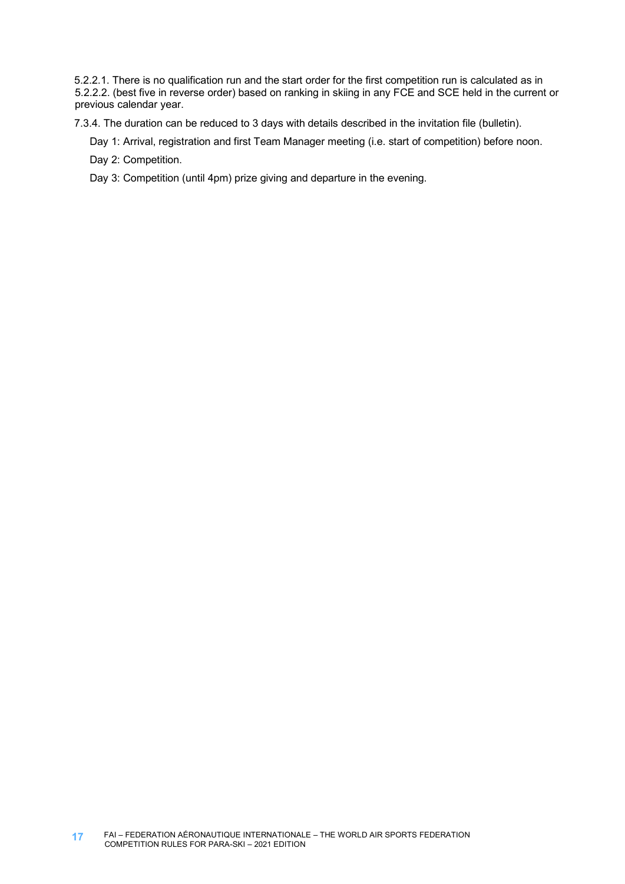5.2.2.1. There is no qualification run and the start order for the first competition run is calculated as in 5.2.2.2. (best five in reverse order) based on ranking in skiing in any FCE and SCE held in the current or previous calendar year.

7.3.4. The duration can be reduced to 3 days with details described in the invitation file (bulletin).

Day 1: Arrival, registration and first Team Manager meeting (i.e. start of competition) before noon.

Day 2: Competition.

Day 3: Competition (until 4pm) prize giving and departure in the evening.